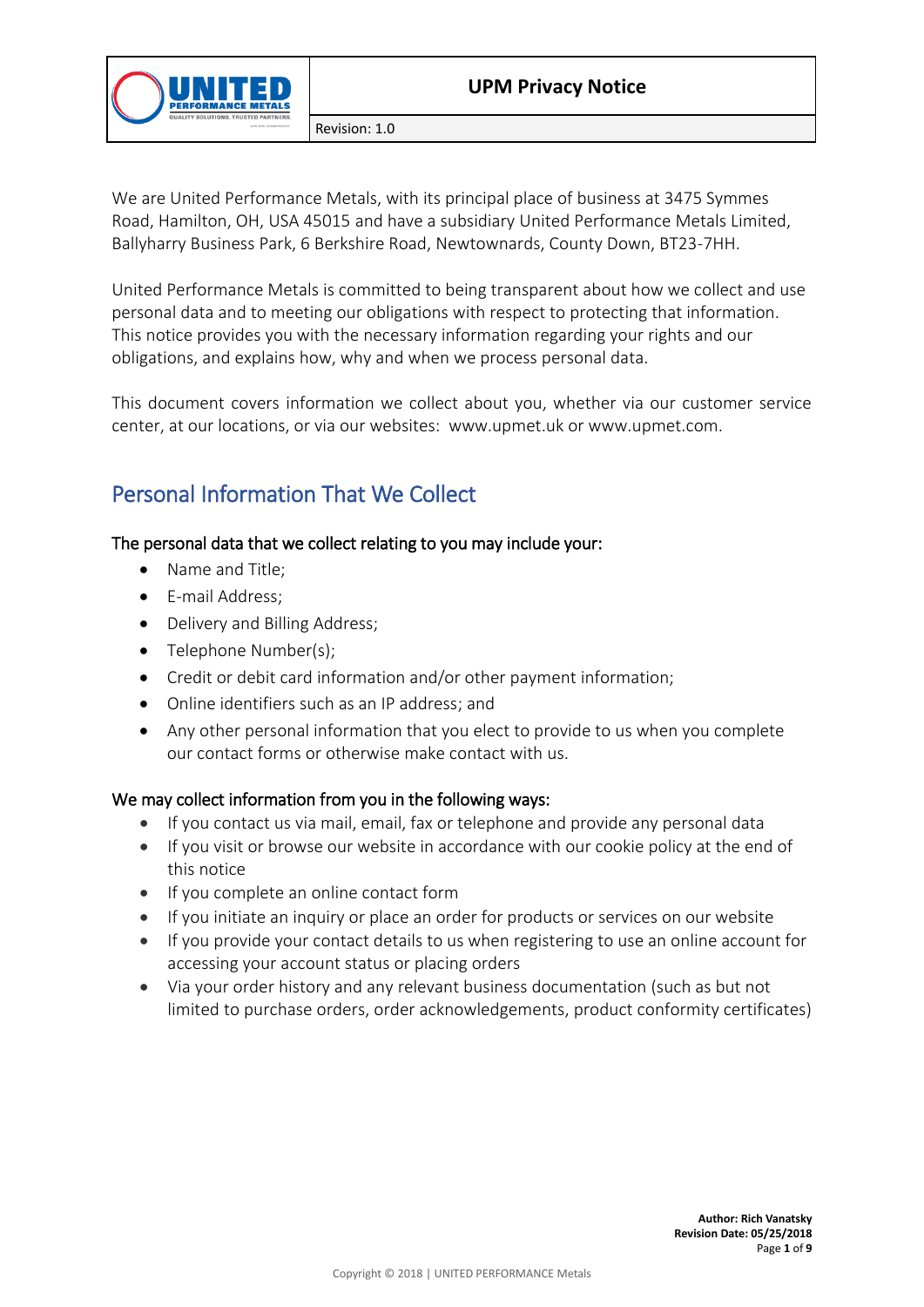We are United Performance Metals, with its principal place of business at 3475 Symmes Road, Hamilton, OH, USA 45015 and have a subsidiary United Performance Metals Limited, Ballyharry Business Park, 6 Berkshire Road, Newtownards, County Down, BT23-7HH.

United Performance Metals is committed to being transparent about how we collect and use personal data and to meeting our obligations with respect to protecting that information. This notice provides you with the necessary information regarding your rights and our obligations, and explains how, why and when we process personal data.

This document covers information we collect about you, whether via our customer service center, at our locations, or via our websites: www.upmet.uk or www.upmet.com.

## Personal Information That We Collect

### The personal data that we collect relating to you may include your:

- Name and Title;
- E-mail Address;
- Delivery and Billing Address;
- Telephone Number(s);
- Credit or debit card information and/or other payment information;
- Online identifiers such as an IP address; and
- Any other personal information that you elect to provide to us when you complete our contact forms or otherwise make contact with us.

### We may collect information from you in the following ways:

- If you contact us via mail, email, fax or telephone and provide any personal data
- If you visit or browse our website in accordance with our cookie policy at the end of this notice
- If you complete an online contact form
- If you initiate an inquiry or place an order for products or services on our website
- If you provide your contact details to us when registering to use an online account for accessing your account status or placing orders
- Via your order history and any relevant business documentation (such as but not limited to purchase orders, order acknowledgements, product conformity certificates)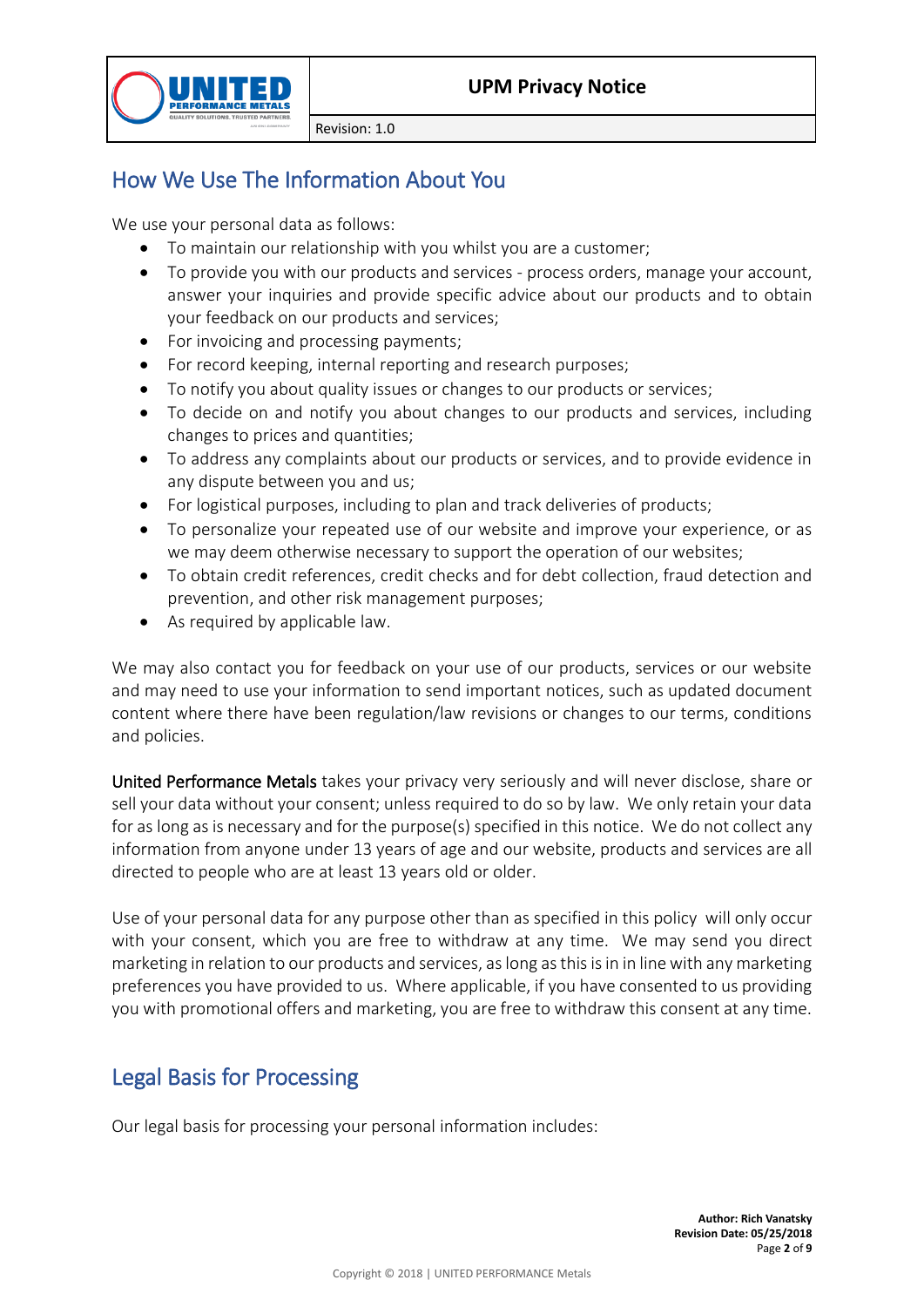## How We Use The Information About You

We use your personal data as follows:

- To maintain our relationship with you whilst you are a customer;
- To provide you with our products and services - process orders, manage your account, answer your inquiries and provide specific advice about our products and to obtain your feedback on our products and services;
- For invoicing and processing payments;
- For record keeping, internal reporting and research purposes;
- To notify you about quality issues or changes to our products or services;
- To decide on and notify you about changes to our products and services, including changes to prices and quantities;
- To address any complaints about our products or services, and to provide evidence in any dispute between you and us;
- For logistical purposes, including to plan and track deliveries of products;
- To personalize your repeated use of our website and improve your experience, or as we may deem otherwise necessary to support the operation of our websites;
- To obtain credit references, credit checks and for debt collection, fraud detection and prevention, and other risk management purposes;
- As required by applicable law.

We may also contact you for feedback on your use of our products, services or our website and may need to use your information to send important notices, such as updated document content where there have been regulation/law revisions or changes to our terms, conditions and policies.

United Performance Metals takes your privacy very seriously and will never disclose, share or sell your data without your consent; unless required to do so by law. We only retain your data for as long as is necessary and for the purpose(s) specified in this notice. We do not collect any information from anyone under 13 years of age and our website, products and services are all directed to people who are at least 13 years old or older.

Use of your personal data for any purpose other than as specified in this policy will only occur with your consent, which you are free to withdraw at any time. We may send you direct marketing in relation to our products and services, as long as this is in in line with any marketing preferences you have provided to us. Where applicable, if you have consented to us providing you with promotional offers and marketing, you are free to withdraw this consent at any time.

## Legal Basis for Processing

Our legal basis for processing your personal information includes: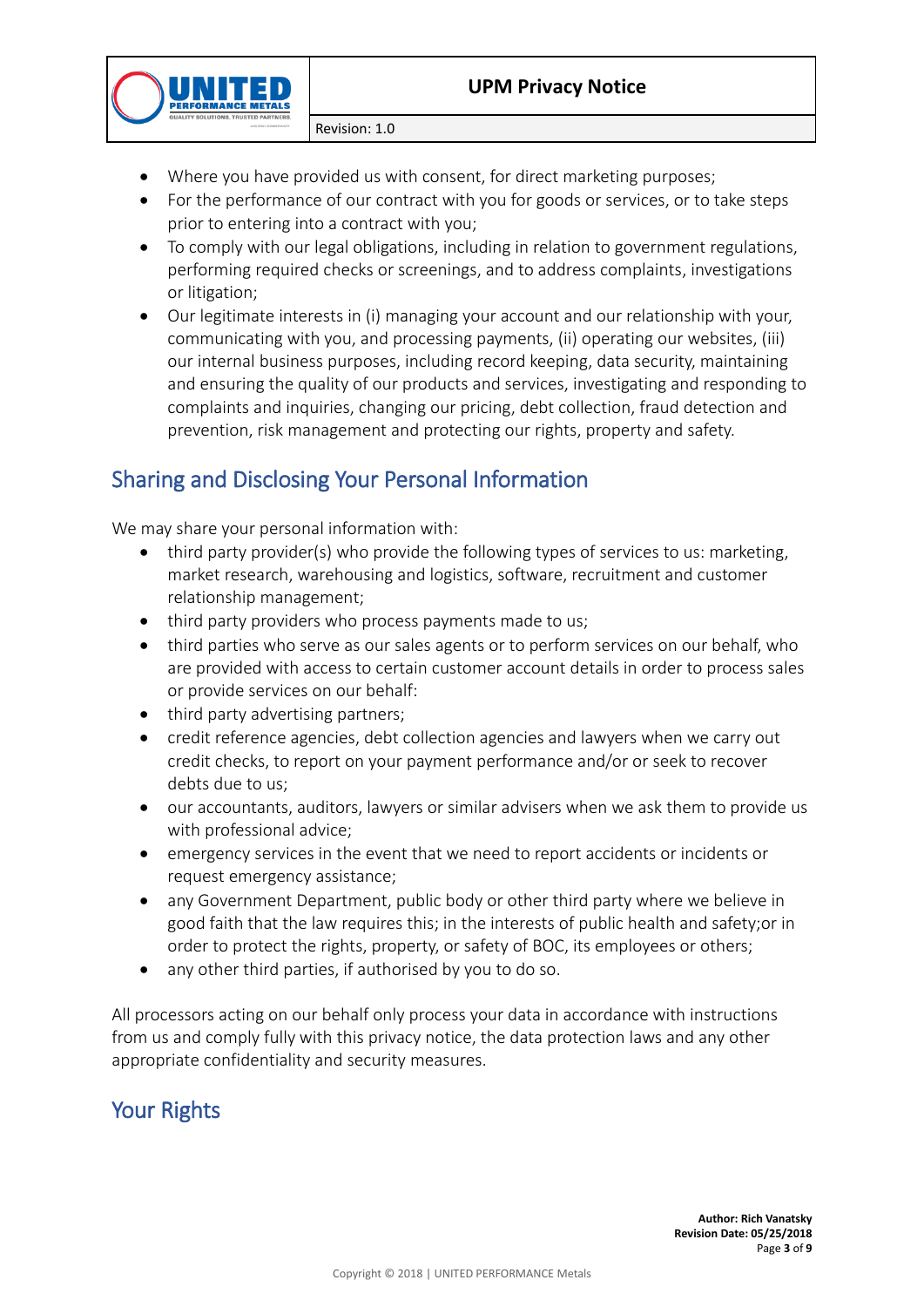- Where you have provided us with consent, for direct marketing purposes;
- For the performance of our contract with you for goods or services, or to take steps prior to entering into a contract with you;
- To comply with our legal obligations, including in relation to government regulations, performing required checks or screenings, and to address complaints, investigations or litigation;
- Our legitimate interests in (i) managing your account and our relationship with your, communicating with you, and processing payments, (ii) operating our websites, (iii) our internal business purposes, including record keeping, data security, maintaining and ensuring the quality of our products and services, investigating and responding to complaints and inquiries, changing our pricing, debt collection, fraud detection and prevention, risk management and protecting our rights, property and safety.

## Sharing and Disclosing Your Personal Information

We may share your personal information with:

- third party provider(s) who provide the following types of services to us: marketing, market research, warehousing and logistics, software, recruitment and customer relationship management;
- third party providers who process payments made to us;
- third parties who serve as our sales agents or to perform services on our behalf, who are provided with access to certain customer account details in order to process sales or provide services on our behalf:
- third party advertising partners;
- credit reference agencies, debt collection agencies and lawyers when we carry out credit checks, to report on your payment performance and/or or seek to recover debts due to us;
- our accountants, auditors, lawyers or similar advisers when we ask them to provide us with professional advice;
- emergency services in the event that we need to report accidents or incidents or request emergency assistance;
- any Government Department, public body or other third party where we believe in good faith that the law requires this; in the interests of public health and safety;or in order to protect the rights, property, or safety of BOC, its employees or others;
- any other third parties, if authorised by you to do so.

All processors acting on our behalf only process your data in accordance with instructions from us and comply fully with this privacy notice, the data protection laws and any other appropriate confidentiality and security measures.

## Your Rights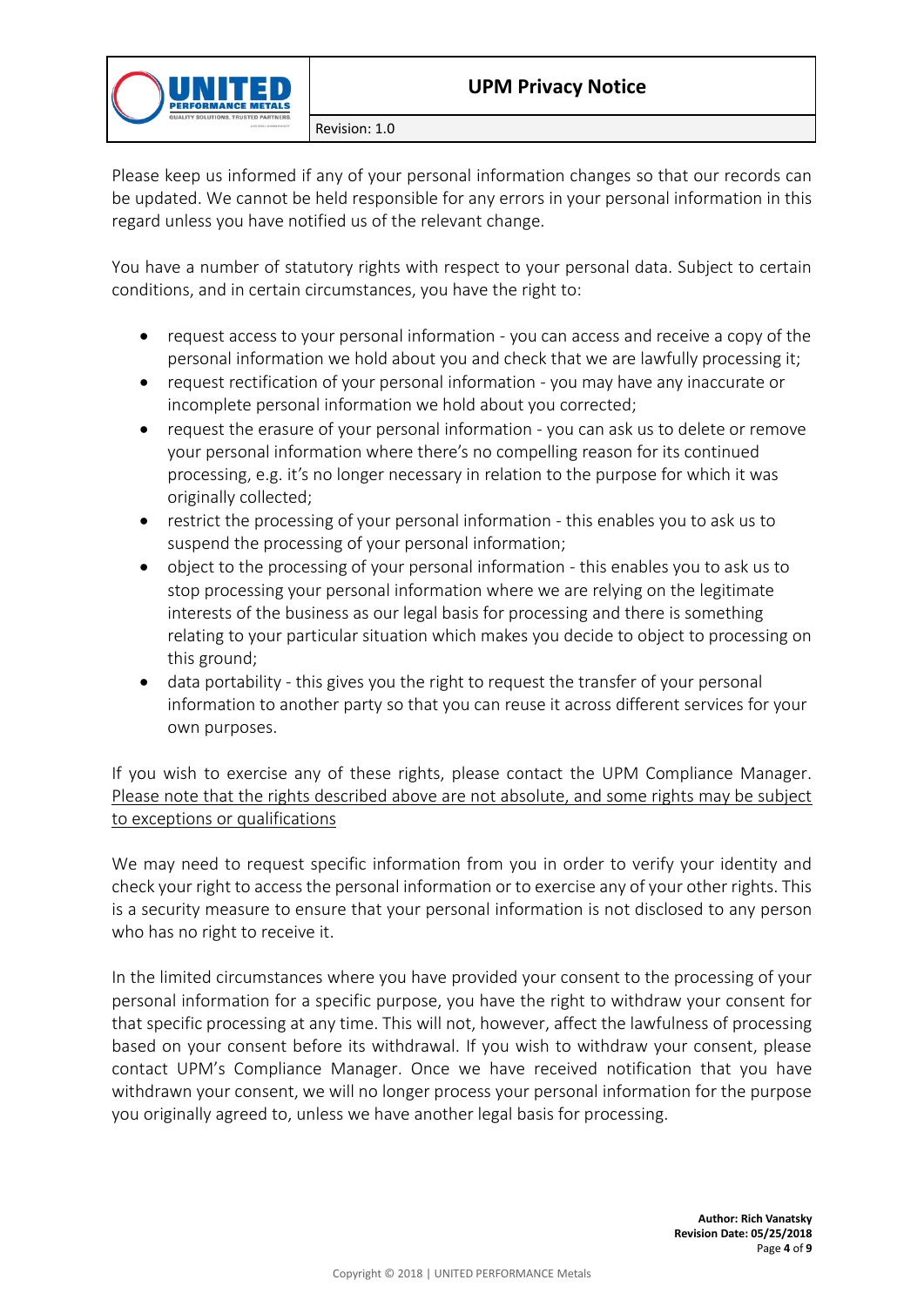Please keep us informed if any of your personal information changes so that our records can be updated. We cannot be held responsible for any errors in your personal information in this regard unless you have notified us of the relevant change.

You have a number of statutory rights with respect to your personal data. Subject to certain conditions, and in certain circumstances, you have the right to:

- request access to your personal information - you can access and receive a copy of the personal information we hold about you and check that we are lawfully processing it;
- request rectification of your personal information - you may have any inaccurate or incomplete personal information we hold about you corrected;
- request the erasure of your personal information - you can ask us to delete or remove your personal information where there's no compelling reason for its continued processing, e.g. it's no longer necessary in relation to the purpose for which it was originally collected;
- restrict the processing of your personal information - this enables you to ask us to suspend the processing of your personal information;
- object to the processing of your personal information - this enables you to ask us to stop processing your personal information where we are relying on the legitimate interests of the business as our legal basis for processing and there is something relating to your particular situation which makes you decide to object to processing on this ground;
- data portability - this gives you the right to request the transfer of your personal information to another party so that you can reuse it across different services for your own purposes.

If you wish to exercise any of these rights, please contact the UPM Compliance Manager. <u>Please note that the rights described above are not absolute, and some rights may be subject to exceptions or qualifications</u>

We may need to request specific information from you in order to verify your identity and check your right to access the personal information or to exercise any of your other rights. This is a security measure to ensure that your personal information is not disclosed to any person who has no right to receive it.

In the limited circumstances where you have provided your consent to the processing of your personal information for a specific purpose, you have the right to withdraw your consent for that specific processing at any time. This will not, however, affect the lawfulness of processing based on your consent before its withdrawal. If you wish to withdraw your consent, please contact UPM's Compliance Manager. Once we have received notification that you have withdrawn your consent, we will no longer process your personal information for the purpose you originally agreed to, unless we have another legal basis for processing.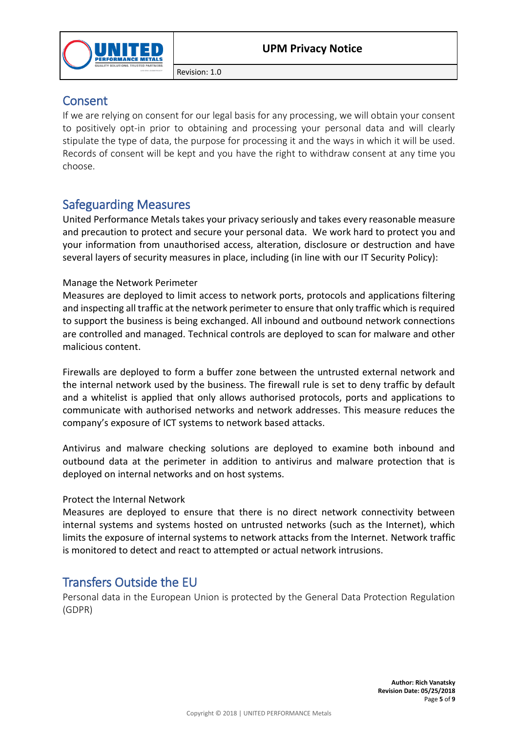## Consent

If we are relying on consent for our legal basis for any processing, we will obtain your consent to positively opt-in prior to obtaining and processing your personal data and will clearly stipulate the type of data, the purpose for processing it and the ways in which it will be used. Records of consent will be kept and you have the right to withdraw consent at any time you choose.

## Safeguarding Measures

United Performance Metals takes your privacy seriously and takes every reasonable measure and precaution to protect and secure your personal data. We work hard to protect you and your information from unauthorised access, alteration, disclosure or destruction and have several layers of security measures in place, including (in line with our IT Security Policy):

Manage the Network Perimeter

Measures are deployed to limit access to network ports, protocols and applications filtering and inspecting all traffic at the network perimeter to ensure that only traffic which is required to support the business is being exchanged. All inbound and outbound network connections are controlled and managed. Technical controls are deployed to scan for malware and other malicious content.

Firewalls are deployed to form a buffer zone between the untrusted external network and the internal network used by the business. The firewall rule is set to deny traffic by default and a whitelist is applied that only allows authorised protocols, ports and applications to communicate with authorised networks and network addresses. This measure reduces the company's exposure of ICT systems to network based attacks.

Antivirus and malware checking solutions are deployed to examine both inbound and outbound data at the perimeter in addition to antivirus and malware protection that is deployed on internal networks and on host systems.

Protect the Internal Network

Measures are deployed to ensure that there is no direct network connectivity between internal systems and systems hosted on untrusted networks (such as the Internet), which limits the exposure of internal systems to network attacks from the Internet. Network traffic is monitored to detect and react to attempted or actual network intrusions.

## Transfers Outside the EU

Personal data in the European Union is protected by the General Data Protection Regulation (GDPR)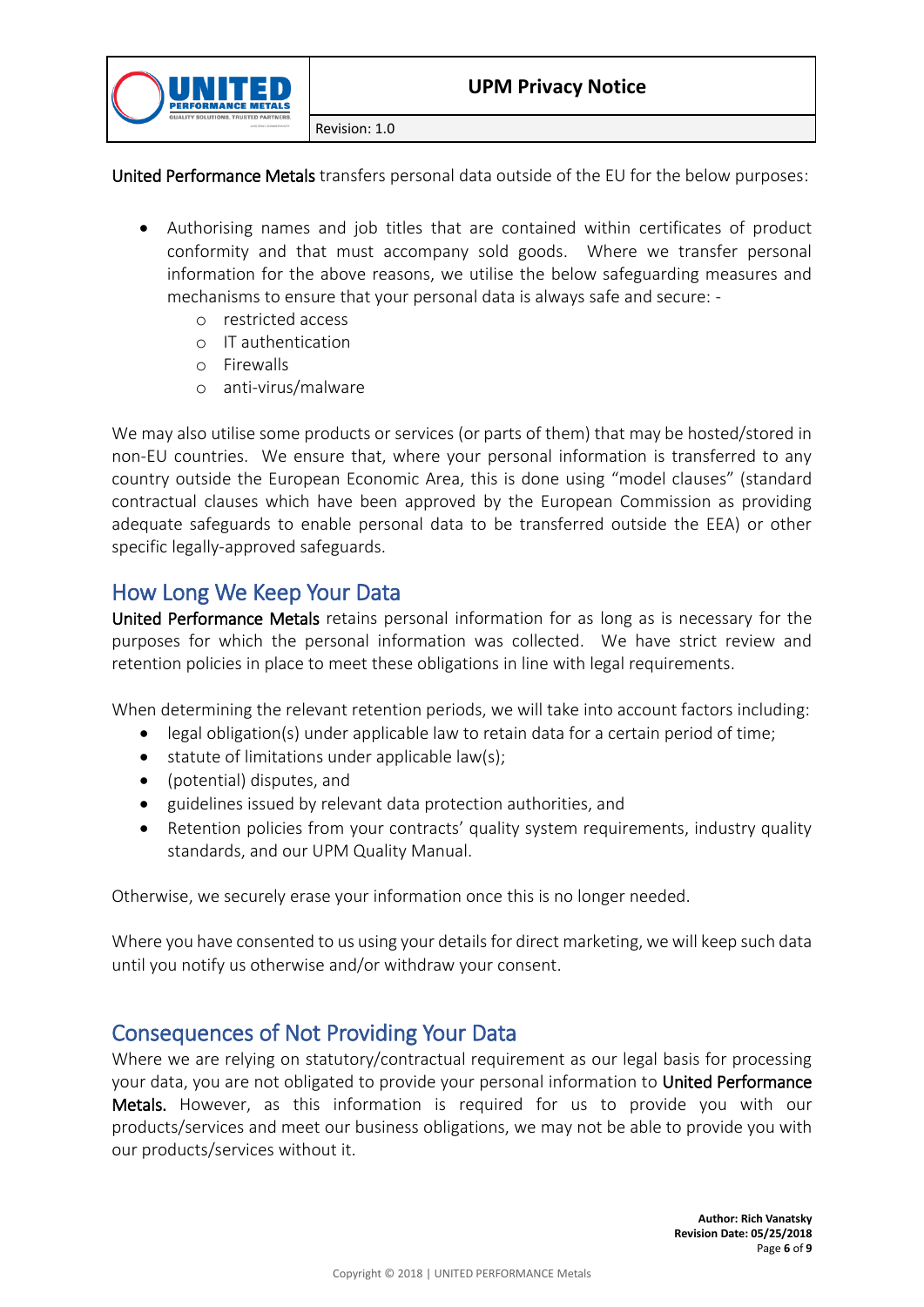United Performance Metals transfers personal data outside of the EU for the below purposes:

- Authorising names and job titles that are contained within certificates of product conformity and that must accompany sold goods. Where we transfer personal information for the above reasons, we utilise the below safeguarding measures and mechanisms to ensure that your personal data is always safe and secure: -
    - restricted access
    - IT authentication
    - Firewalls
    - anti-virus/malware

We may also utilise some products or services (or parts of them) that may be hosted/stored in non-EU countries. We ensure that, where your personal information is transferred to any country outside the European Economic Area, this is done using "model clauses" (standard contractual clauses which have been approved by the European Commission as providing adequate safeguards to enable personal data to be transferred outside the EEA) or other specific legally-approved safeguards.

## How Long We Keep Your Data

United Performance Metals retains personal information for as long as is necessary for the purposes for which the personal information was collected. We have strict review and retention policies in place to meet these obligations in line with legal requirements.

When determining the relevant retention periods, we will take into account factors including:

- legal obligation(s) under applicable law to retain data for a certain period of time;
- statute of limitations under applicable law(s);
- (potential) disputes, and
- guidelines issued by relevant data protection authorities, and
- Retention policies from your contracts' quality system requirements, industry quality standards, and our UPM Quality Manual.

Otherwise, we securely erase your information once this is no longer needed.

Where you have consented to us using your details for direct marketing, we will keep such data until you notify us otherwise and/or withdraw your consent.

## Consequences of Not Providing Your Data

Where we are relying on statutory/contractual requirement as our legal basis for processing your data, you are not obligated to provide your personal information to United Performance Metals. However, as this information is required for us to provide you with our products/services and meet our business obligations, we may not be able to provide you with our products/services without it.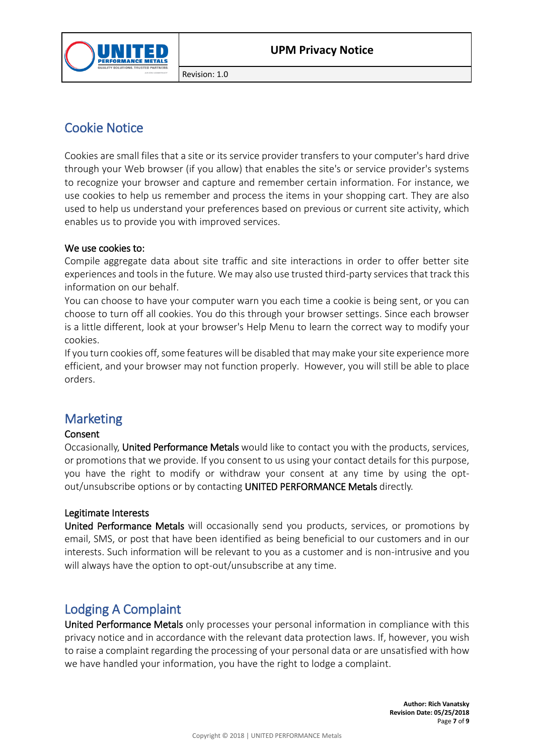## Cookie Notice

Cookies are small files that a site or its service provider transfers to your computer's hard drive through your Web browser (if you allow) that enables the site's or service provider's systems to recognize your browser and capture and remember certain information. For instance, we use cookies to help us remember and process the items in your shopping cart. They are also used to help us understand your preferences based on previous or current site activity, which enables us to provide you with improved services.

We use cookies to:

Compile aggregate data about site traffic and site interactions in order to offer better site experiences and tools in the future. We may also use trusted third-party services that track this information on our behalf.

You can choose to have your computer warn you each time a cookie is being sent, or you can choose to turn off all cookies. You do this through your browser settings. Since each browser is a little different, look at your browser's Help Menu to learn the correct way to modify your cookies.

If you turn cookies off, some features will be disabled that may make your site experience more efficient, and your browser may not function properly. However, you will still be able to place orders.

## Marketing

### Consent

Occasionally, United Performance Metals would like to contact you with the products, services, or promotions that we provide. If you consent to us using your contact details for this purpose, you have the right to modify or withdraw your consent at any time by using the opt-out/unsubscribe options or by contacting UNITED PERFORMANCE Metals directly.

### Legitimate Interests

United Performance Metals will occasionally send you products, services, or promotions by email, SMS, or post that have been identified as being beneficial to our customers and in our interests. Such information will be relevant to you as a customer and is non-intrusive and you will always have the option to opt-out/unsubscribe at any time.

## Lodging A Complaint

United Performance Metals only processes your personal information in compliance with this privacy notice and in accordance with the relevant data protection laws. If, however, you wish to raise a complaint regarding the processing of your personal data or are unsatisfied with how we have handled your information, you have the right to lodge a complaint.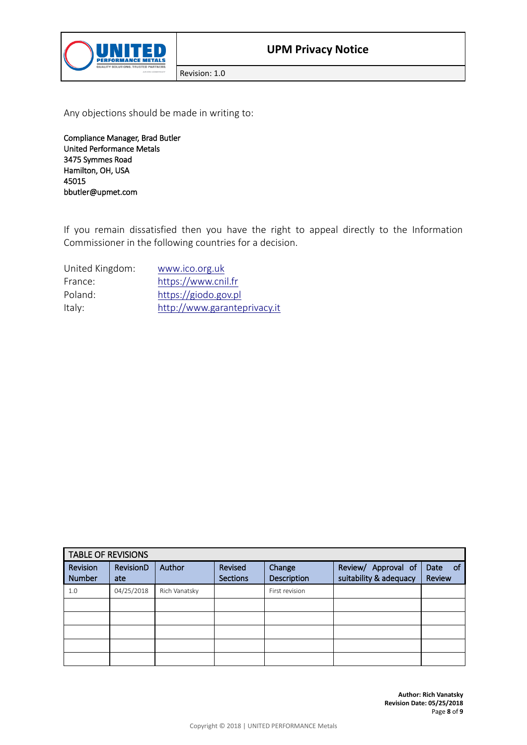Any objections should be made in writing to:

Compliance Manager, Brad Butler
United Performance Metals
3475 Symmes Road
Hamilton, OH, USA
45015
bbutler@upmet.com

If you remain dissatisfied then you have the right to appeal directly to the Information Commissioner in the following countries for a decision.

| | |
|---|---|
| United Kingdom: | www.ico.org.uk |
| France: | https://www.cnil.fr |
| Poland: | https://giodo.gov.pl |
| Italy: | http://www.garanteprivacy.it |

| TABLE OF REVISIONS | | | | | | |
|---|---|---|---|---|---|---|
| Revision Number | RevisionDate | Author | Revised Sections | Change Description | Review/ Approval of suitability & adequacy | Date of Review |
| 1.0 | 04/25/2018 | Rich Vanatsky | | First revision | | |
| | | | | | | |
| | | | | | | |
| | | | | | | |
| | | | | | | |
| | | | | | | |